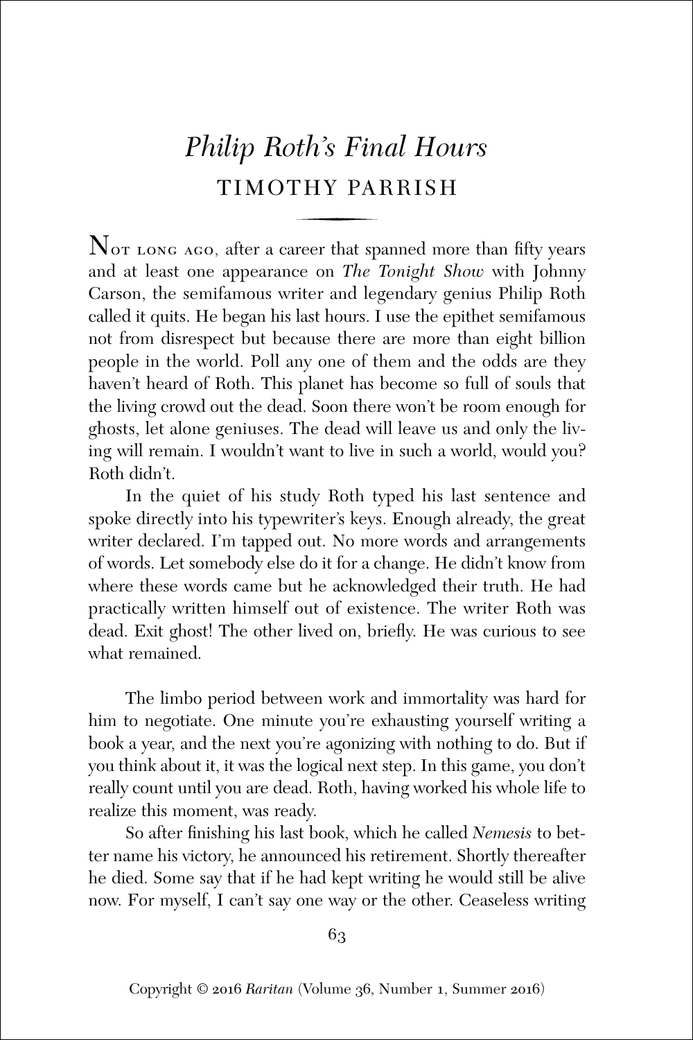# *Philip Roth's Final Hours*

## TIMOTHY PARRISH

NOT LONG AGO, after a career that spanned more than fifty years and at least one appearance on *The Tonight Show* with Johnny Carson, the semifamous writer and legendary genius Philip Roth called it quits. He began his last hours. I use the epithet semifamous not from disrespect but because there are more than eight billion people in the world. Poll any one of them and the odds are they haven't heard of Roth. This planet has become so full of souls that the living crowd out the dead. Soon there won't be room enough for ghosts, let alone geniuses. The dead will leave us and only the living will remain. I wouldn't want to live in such a world, would you? Roth didn't.

In the quiet of his study Roth typed his last sentence and spoke directly into his typewriter's keys. Enough already, the great writer declared. I'm tapped out. No more words and arrangements of words. Let somebody else do it for a change. He didn't know from where these words came but he acknowledged their truth. He had practically written himself out of existence. The writer Roth was dead. Exit ghost! The other lived on, briefly. He was curious to see what remained.

The limbo period between work and immortality was hard for him to negotiate. One minute you're exhausting yourself writing a book a year, and the next you're agonizing with nothing to do. But if you think about it, it was the logical next step. In this game, you don't really count until you are dead. Roth, having worked his whole life to realize this moment, was ready.

So after finishing his last book, which he called *Nemesis* to better name his victory, he announced his retirement. Shortly thereafter he died. Some say that if he had kept writing he would still be alive now. For myself, I can't say one way or the other. Ceaseless writing

Copyright © 2016 *Raritan* (Volume 36, Number 1, Summer 2016)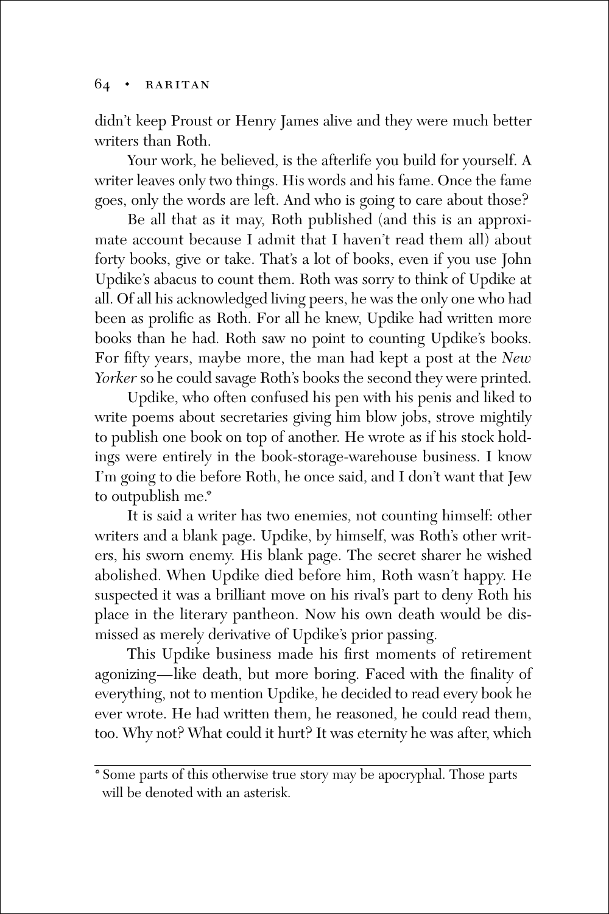didn't keep Proust or Henry James alive and they were much better writers than Roth.

Your work, he believed, is the afterlife you build for yourself. A writer leaves only two things. His words and his fame. Once the fame goes, only the words are left. And who is going to care about those?

Be all that as it may, Roth published (and this is an approximate account because I admit that I haven't read them all) about forty books, give or take. That's a lot of books, even if you use John Updike's abacus to count them. Roth was sorry to think of Updike at all. Of all his acknowledged living peers, he was the only one who had been as prolific as Roth. For all he knew, Updike had written more books than he had. Roth saw no point to counting Updike's books. For fifty years, maybe more, the man had kept a post at the *New Yorker* so he could savage Roth's books the second they were printed.

Updike, who often confused his pen with his penis and liked to write poems about secretaries giving him blow jobs, strove mightily to publish one book on top of another. He wrote as if his stock holdings were entirely in the book-storage-warehouse business. I know I'm going to die before Roth, he once said, and I don't want that Jew to outpublish me.*

It is said a writer has two enemies, not counting himself: other writers and a blank page. Updike, by himself, was Roth's other writers, his sworn enemy. His blank page. The secret sharer he wished abolished. When Updike died before him, Roth wasn't happy. He suspected it was a brilliant move on his rival's part to deny Roth his place in the literary pantheon. Now his own death would be dismissed as merely derivative of Updike's prior passing.

This Updike business made his first moments of retirement agonizing—like death, but more boring. Faced with the finality of everything, not to mention Updike, he decided to read every book he ever wrote. He had written them, he reasoned, he could read them, too. Why not? What could it hurt? It was eternity he was after, which

---

\* Some parts of this otherwise true story may be apocryphal. Those parts will be denoted with an asterisk.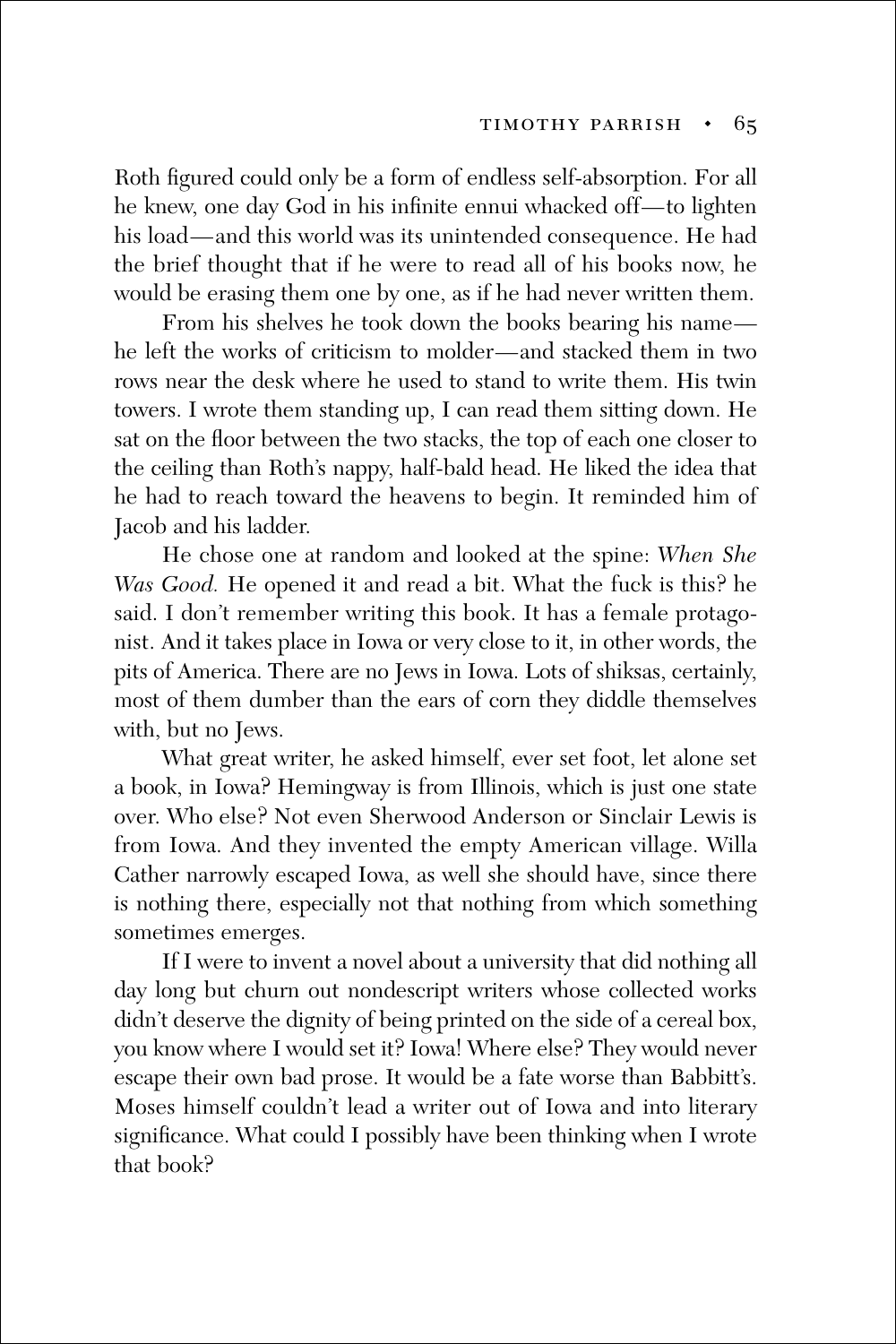Roth figured could only be a form of endless self-absorption. For all he knew, one day God in his infinite ennui whacked off—to lighten his load—and this world was its unintended consequence. He had the brief thought that if he were to read all of his books now, he would be erasing them one by one, as if he had never written them.

From his shelves he took down the books bearing his name—he left the works of criticism to molder—and stacked them in two rows near the desk where he used to stand to write them. His twin towers. I wrote them standing up, I can read them sitting down. He sat on the floor between the two stacks, the top of each one closer to the ceiling than Roth's nappy, half-bald head. He liked the idea that he had to reach toward the heavens to begin. It reminded him of Jacob and his ladder.

He chose one at random and looked at the spine: *When She Was Good.* He opened it and read a bit. What the fuck is this? he said. I don't remember writing this book. It has a female protagonist. And it takes place in Iowa or very close to it, in other words, the pits of America. There are no Jews in Iowa. Lots of shiksas, certainly, most of them dumber than the ears of corn they diddle themselves with, but no Jews.

What great writer, he asked himself, ever set foot, let alone set a book, in Iowa? Hemingway is from Illinois, which is just one state over. Who else? Not even Sherwood Anderson or Sinclair Lewis is from Iowa. And they invented the empty American village. Willa Cather narrowly escaped Iowa, as well she should have, since there is nothing there, especially not that nothing from which something sometimes emerges.

If I were to invent a novel about a university that did nothing all day long but churn out nondescript writers whose collected works didn't deserve the dignity of being printed on the side of a cereal box, you know where I would set it? Iowa! Where else? They would never escape their own bad prose. It would be a fate worse than Babbitt's. Moses himself couldn't lead a writer out of Iowa and into literary significance. What could I possibly have been thinking when I wrote that book?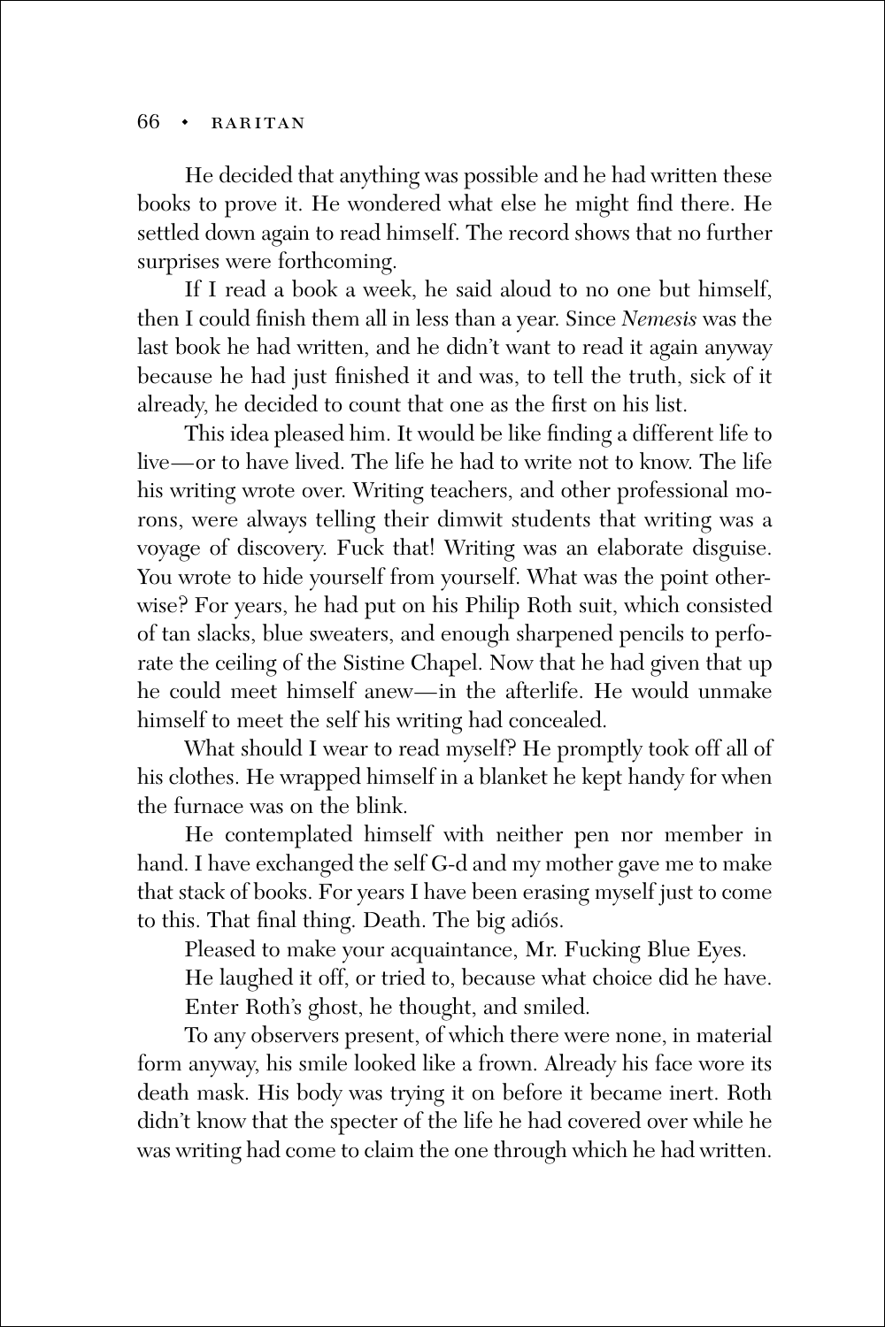He decided that anything was possible and he had written these books to prove it. He wondered what else he might find there. He settled down again to read himself. The record shows that no further surprises were forthcoming.

If I read a book a week, he said aloud to no one but himself, then I could finish them all in less than a year. Since *Nemesis* was the last book he had written, and he didn't want to read it again anyway because he had just finished it and was, to tell the truth, sick of it already, he decided to count that one as the first on his list.

This idea pleased him. It would be like finding a different life to live—or to have lived. The life he had to write not to know. The life his writing wrote over. Writing teachers, and other professional morons, were always telling their dimwit students that writing was a voyage of discovery. Fuck that! Writing was an elaborate disguise. You wrote to hide yourself from yourself. What was the point otherwise? For years, he had put on his Philip Roth suit, which consisted of tan slacks, blue sweaters, and enough sharpened pencils to perforate the ceiling of the Sistine Chapel. Now that he had given that up he could meet himself anew—in the afterlife. He would unmake himself to meet the self his writing had concealed.

What should I wear to read myself? He promptly took off all of his clothes. He wrapped himself in a blanket he kept handy for when the furnace was on the blink.

He contemplated himself with neither pen nor member in hand. I have exchanged the self G-d and my mother gave me to make that stack of books. For years I have been erasing myself just to come to this. That final thing. Death. The big adiós.

Pleased to make your acquaintance, Mr. Fucking Blue Eyes.

He laughed it off, or tried to, because what choice did he have.

Enter Roth's ghost, he thought, and smiled.

To any observers present, of which there were none, in material form anyway, his smile looked like a frown. Already his face wore its death mask. His body was trying it on before it became inert. Roth didn't know that the specter of the life he had covered over while he was writing had come to claim the one through which he had written.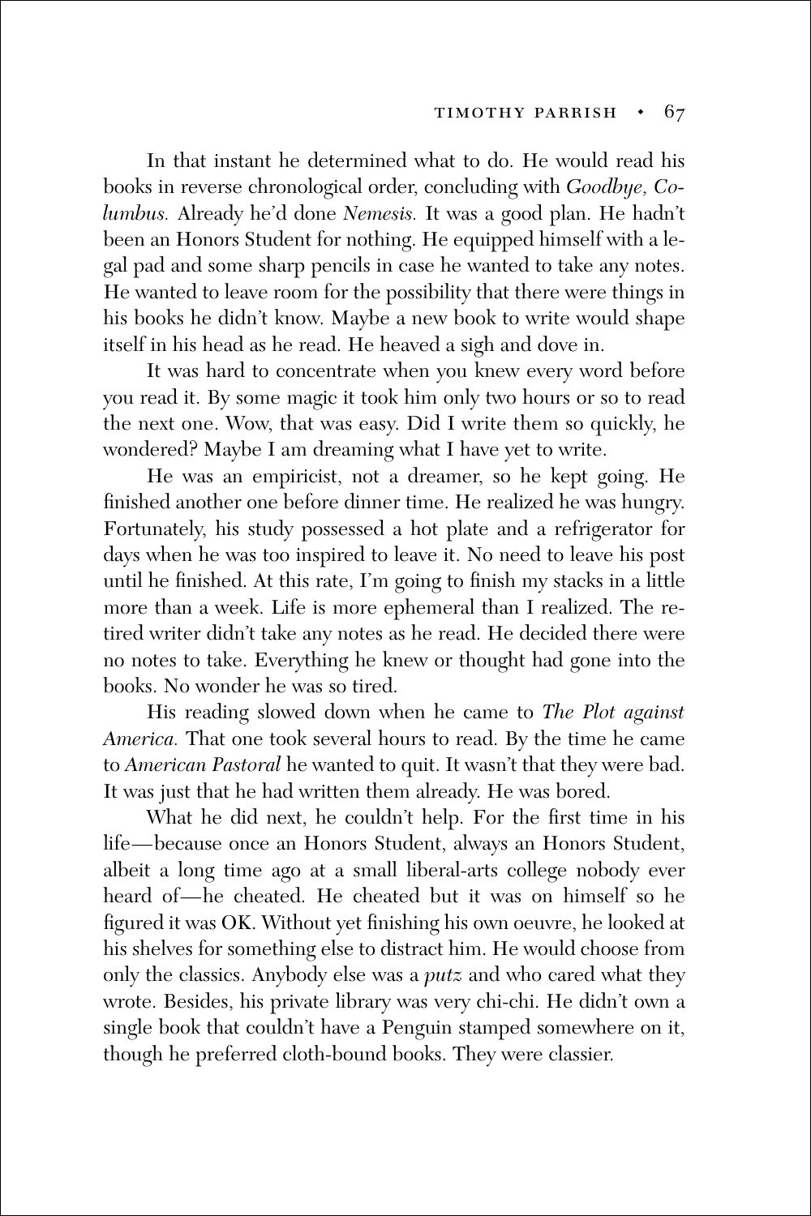In that instant he determined what to do. He would read his books in reverse chronological order, concluding with *Goodbye, Columbus.* Already he'd done *Nemesis.* It was a good plan. He hadn't been an Honors Student for nothing. He equipped himself with a legal pad and some sharp pencils in case he wanted to take any notes. He wanted to leave room for the possibility that there were things in his books he didn't know. Maybe a new book to write would shape itself in his head as he read. He heaved a sigh and dove in.

It was hard to concentrate when you knew every word before you read it. By some magic it took him only two hours or so to read the next one. Wow, that was easy. Did I write them so quickly, he wondered? Maybe I am dreaming what I have yet to write.

He was an empiricist, not a dreamer, so he kept going. He finished another one before dinner time. He realized he was hungry. Fortunately, his study possessed a hot plate and a refrigerator for days when he was too inspired to leave it. No need to leave his post until he finished. At this rate, I'm going to finish my stacks in a little more than a week. Life is more ephemeral than I realized. The retired writer didn't take any notes as he read. He decided there were no notes to take. Everything he knew or thought had gone into the books. No wonder he was so tired.

His reading slowed down when he came to *The Plot against America.* That one took several hours to read. By the time he came to *American Pastoral* he wanted to quit. It wasn't that they were bad. It was just that he had written them already. He was bored.

What he did next, he couldn't help. For the first time in his life—because once an Honors Student, always an Honors Student, albeit a long time ago at a small liberal-arts college nobody ever heard of—he cheated. He cheated but it was on himself so he figured it was OK. Without yet finishing his own oeuvre, he looked at his shelves for something else to distract him. He would choose from only the classics. Anybody else was a *putz* and who cared what they wrote. Besides, his private library was very chi-chi. He didn't own a single book that couldn't have a Penguin stamped somewhere on it, though he preferred cloth-bound books. They were classier.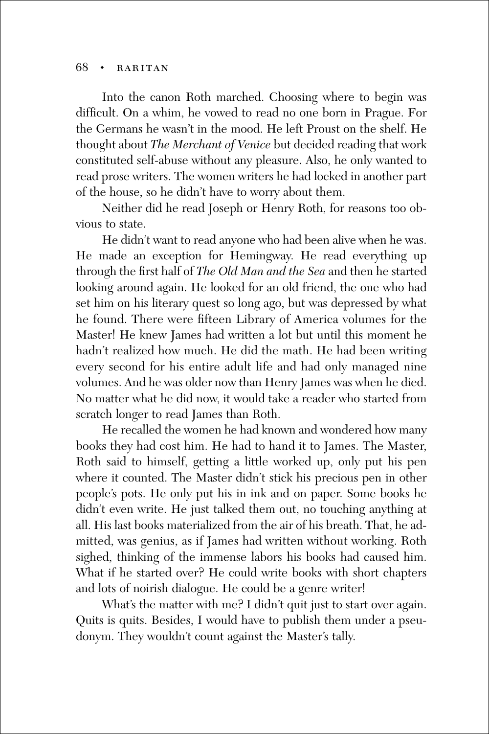Into the canon Roth marched. Choosing where to begin was difficult. On a whim, he vowed to read no one born in Prague. For the Germans he wasn't in the mood. He left Proust on the shelf. He thought about *The Merchant of Venice* but decided reading that work constituted self-abuse without any pleasure. Also, he only wanted to read prose writers. The women writers he had locked in another part of the house, so he didn't have to worry about them.

Neither did he read Joseph or Henry Roth, for reasons too obvious to state.

He didn't want to read anyone who had been alive when he was. He made an exception for Hemingway. He read everything up through the first half of *The Old Man and the Sea* and then he started looking around again. He looked for an old friend, the one who had set him on his literary quest so long ago, but was depressed by what he found. There were fifteen Library of America volumes for the Master! He knew James had written a lot but until this moment he hadn't realized how much. He did the math. He had been writing every second for his entire adult life and had only managed nine volumes. And he was older now than Henry James was when he died. No matter what he did now, it would take a reader who started from scratch longer to read James than Roth.

He recalled the women he had known and wondered how many books they had cost him. He had to hand it to James. The Master, Roth said to himself, getting a little worked up, only put his pen where it counted. The Master didn't stick his precious pen in other people's pots. He only put his in ink and on paper. Some books he didn't even write. He just talked them out, no touching anything at all. His last books materialized from the air of his breath. That, he admitted, was genius, as if James had written without working. Roth sighed, thinking of the immense labors his books had caused him. What if he started over? He could write books with short chapters and lots of noirish dialogue. He could be a genre writer!

What's the matter with me? I didn't quit just to start over again. Quits is quits. Besides, I would have to publish them under a pseudonym. They wouldn't count against the Master's tally.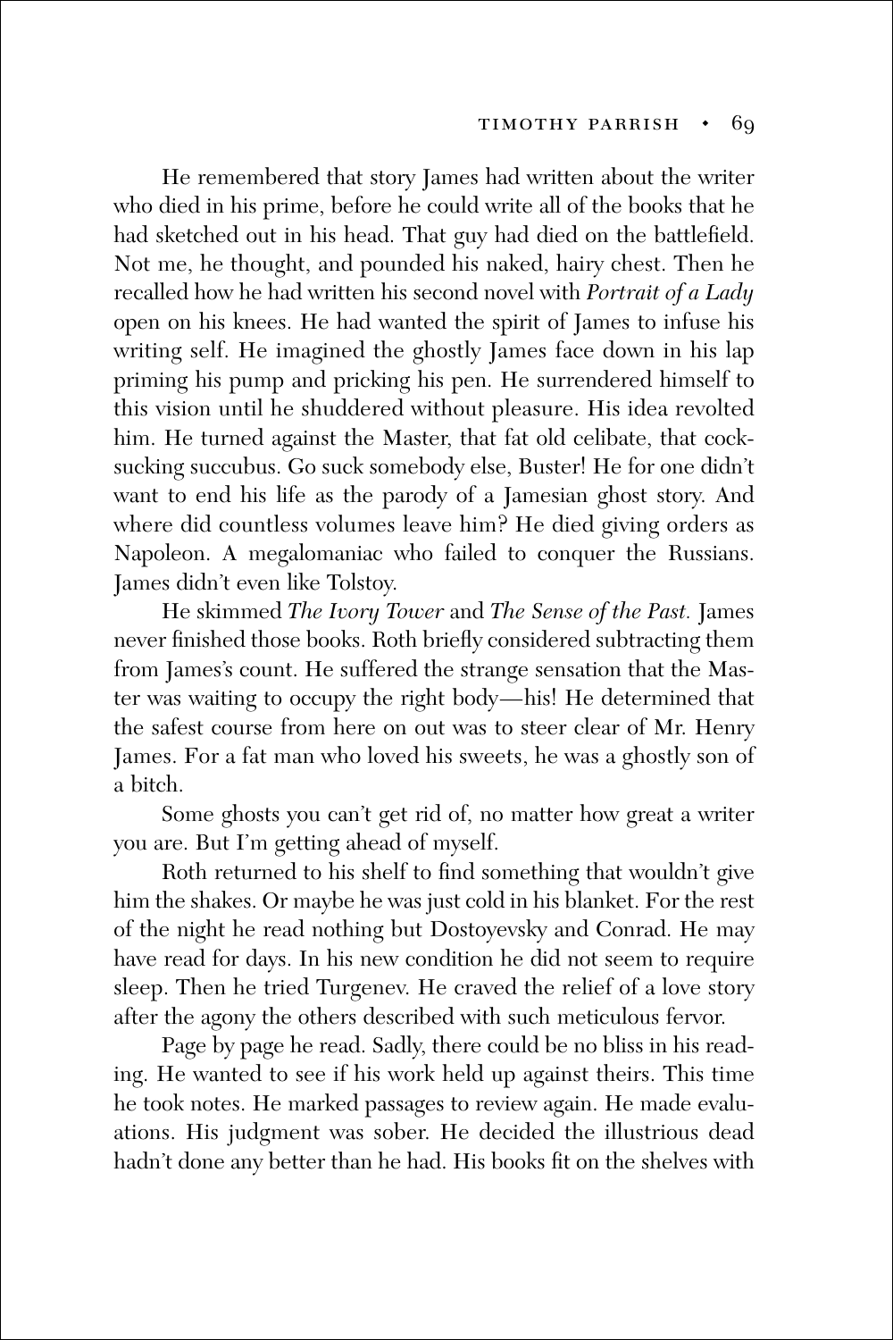He remembered that story James had written about the writer who died in his prime, before he could write all of the books that he had sketched out in his head. That guy had died on the battlefield. Not me, he thought, and pounded his naked, hairy chest. Then he recalled how he had written his second novel with *Portrait of a Lady* open on his knees. He had wanted the spirit of James to infuse his writing self. He imagined the ghostly James face down in his lap priming his pump and pricking his pen. He surrendered himself to this vision until he shuddered without pleasure. His idea revolted him. He turned against the Master, that fat old celibate, that cock-sucking succubus. Go suck somebody else, Buster! He for one didn't want to end his life as the parody of a Jamesian ghost story. And where did countless volumes leave him? He died giving orders as Napoleon. A megalomaniac who failed to conquer the Russians. James didn't even like Tolstoy.

He skimmed *The Ivory Tower* and *The Sense of the Past.* James never finished those books. Roth briefly considered subtracting them from James's count. He suffered the strange sensation that the Master was waiting to occupy the right body—his! He determined that the safest course from here on out was to steer clear of Mr. Henry James. For a fat man who loved his sweets, he was a ghostly son of a bitch.

Some ghosts you can't get rid of, no matter how great a writer you are. But I'm getting ahead of myself.

Roth returned to his shelf to find something that wouldn't give him the shakes. Or maybe he was just cold in his blanket. For the rest of the night he read nothing but Dostoyevsky and Conrad. He may have read for days. In his new condition he did not seem to require sleep. Then he tried Turgenev. He craved the relief of a love story after the agony the others described with such meticulous fervor.

Page by page he read. Sadly, there could be no bliss in his reading. He wanted to see if his work held up against theirs. This time he took notes. He marked passages to review again. He made evaluations. His judgment was sober. He decided the illustrious dead hadn't done any better than he had. His books fit on the shelves with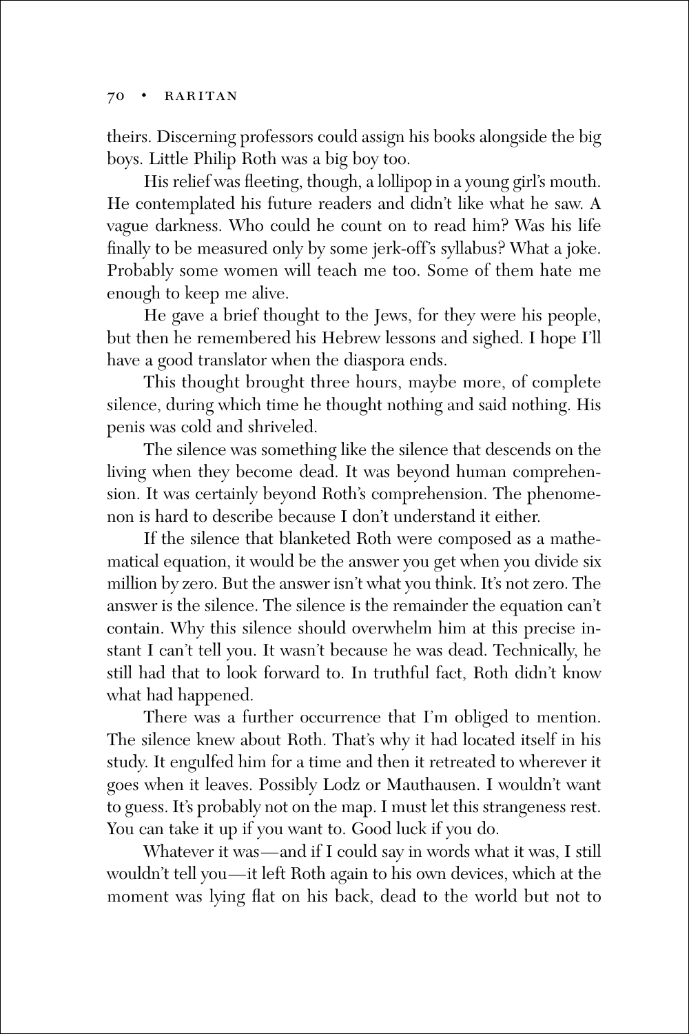theirs. Discerning professors could assign his books alongside the big boys. Little Philip Roth was a big boy too.

His relief was fleeting, though, a lollipop in a young girl's mouth. He contemplated his future readers and didn't like what he saw. A vague darkness. Who could he count on to read him? Was his life finally to be measured only by some jerk-off's syllabus? What a joke. Probably some women will teach me too. Some of them hate me enough to keep me alive.

He gave a brief thought to the Jews, for they were his people, but then he remembered his Hebrew lessons and sighed. I hope I'll have a good translator when the diaspora ends.

This thought brought three hours, maybe more, of complete silence, during which time he thought nothing and said nothing. His penis was cold and shriveled.

The silence was something like the silence that descends on the living when they become dead. It was beyond human comprehension. It was certainly beyond Roth's comprehension. The phenomenon is hard to describe because I don't understand it either.

If the silence that blanketed Roth were composed as a mathematical equation, it would be the answer you get when you divide six million by zero. But the answer isn't what you think. It's not zero. The answer is the silence. The silence is the remainder the equation can't contain. Why this silence should overwhelm him at this precise instant I can't tell you. It wasn't because he was dead. Technically, he still had that to look forward to. In truthful fact, Roth didn't know what had happened.

There was a further occurrence that I'm obliged to mention. The silence knew about Roth. That's why it had located itself in his study. It engulfed him for a time and then it retreated to wherever it goes when it leaves. Possibly Lodz or Mauthausen. I wouldn't want to guess. It's probably not on the map. I must let this strangeness rest. You can take it up if you want to. Good luck if you do.

Whatever it was—and if I could say in words what it was, I still wouldn't tell you—it left Roth again to his own devices, which at the moment was lying flat on his back, dead to the world but not to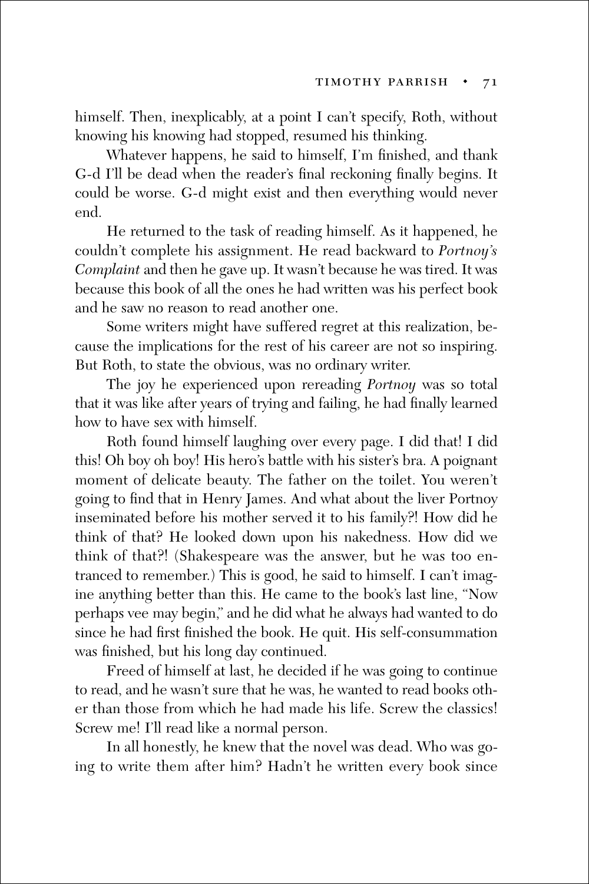himself. Then, inexplicably, at a point I can't specify, Roth, without knowing his knowing had stopped, resumed his thinking.

Whatever happens, he said to himself, I'm finished, and thank G-d I'll be dead when the reader's final reckoning finally begins. It could be worse. G-d might exist and then everything would never end.

He returned to the task of reading himself. As it happened, he couldn't complete his assignment. He read backward to *Portnoy's Complaint* and then he gave up. It wasn't because he was tired. It was because this book of all the ones he had written was his perfect book and he saw no reason to read another one.

Some writers might have suffered regret at this realization, because the implications for the rest of his career are not so inspiring. But Roth, to state the obvious, was no ordinary writer.

The joy he experienced upon rereading *Portnoy* was so total that it was like after years of trying and failing, he had finally learned how to have sex with himself.

Roth found himself laughing over every page. I did that! I did this! Oh boy oh boy! His hero's battle with his sister's bra. A poignant moment of delicate beauty. The father on the toilet. You weren't going to find that in Henry James. And what about the liver Portnoy inseminated before his mother served it to his family?! How did he think of that? He looked down upon his nakedness. How did we think of that?! (Shakespeare was the answer, but he was too entranced to remember.) This is good, he said to himself. I can't imagine anything better than this. He came to the book's last line, "Now perhaps vee may begin," and he did what he always had wanted to do since he had first finished the book. He quit. His self-consummation was finished, but his long day continued.

Freed of himself at last, he decided if he was going to continue to read, and he wasn't sure that he was, he wanted to read books other than those from which he had made his life. Screw the classics! Screw me! I'll read like a normal person.

In all honestly, he knew that the novel was dead. Who was going to write them after him? Hadn't he written every book since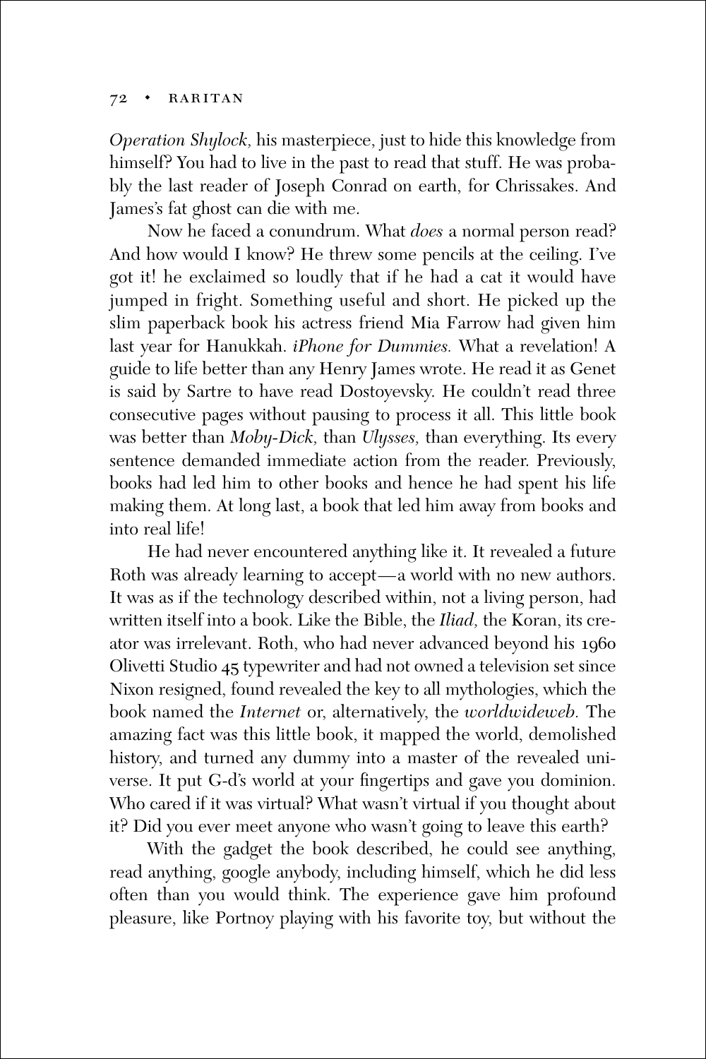*Operation Shylock,* his masterpiece, just to hide this knowledge from himself? You had to live in the past to read that stuff. He was probably the last reader of Joseph Conrad on earth, for Chrissakes. And James's fat ghost can die with me.

Now he faced a conundrum. What *does* a normal person read? And how would I know? He threw some pencils at the ceiling. I've got it! he exclaimed so loudly that if he had a cat it would have jumped in fright. Something useful and short. He picked up the slim paperback book his actress friend Mia Farrow had given him last year for Hanukkah. *iPhone for Dummies.* What a revelation! A guide to life better than any Henry James wrote. He read it as Genet is said by Sartre to have read Dostoyevsky. He couldn't read three consecutive pages without pausing to process it all. This little book was better than *Moby-Dick,* than *Ulysses,* than everything. Its every sentence demanded immediate action from the reader. Previously, books had led him to other books and hence he had spent his life making them. At long last, a book that led him away from books and into real life!

He had never encountered anything like it. It revealed a future Roth was already learning to accept—a world with no new authors. It was as if the technology described within, not a living person, had written itself into a book. Like the Bible, the *Iliad,* the Koran, its creator was irrelevant. Roth, who had never advanced beyond his 1960 Olivetti Studio 45 typewriter and had not owned a television set since Nixon resigned, found revealed the key to all mythologies, which the book named the *Internet* or, alternatively, the *worldwideweb.* The amazing fact was this little book, it mapped the world, demolished history, and turned any dummy into a master of the revealed universe. It put G-d's world at your fingertips and gave you dominion. Who cared if it was virtual? What wasn't virtual if you thought about it? Did you ever meet anyone who wasn't going to leave this earth?

With the gadget the book described, he could see anything, read anything, google anybody, including himself, which he did less often than you would think. The experience gave him profound pleasure, like Portnoy playing with his favorite toy, but without the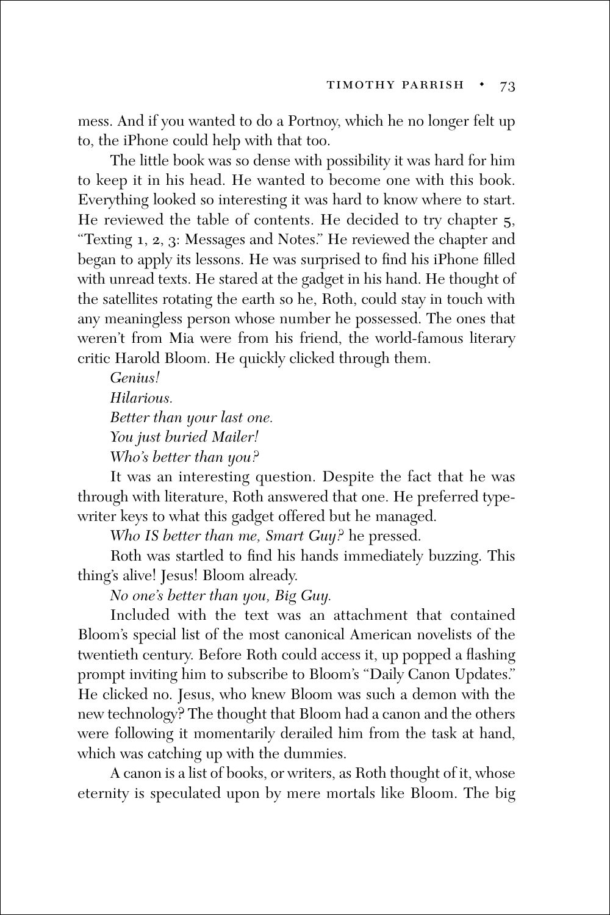mess. And if you wanted to do a Portnoy, which he no longer felt up to, the iPhone could help with that too.

The little book was so dense with possibility it was hard for him to keep it in his head. He wanted to become one with this book. Everything looked so interesting it was hard to know where to start. He reviewed the table of contents. He decided to try chapter 5, "Texting 1, 2, 3: Messages and Notes." He reviewed the chapter and began to apply its lessons. He was surprised to find his iPhone filled with unread texts. He stared at the gadget in his hand. He thought of the satellites rotating the earth so he, Roth, could stay in touch with any meaningless person whose number he possessed. The ones that weren't from Mia were from his friend, the world-famous literary critic Harold Bloom. He quickly clicked through them.

*Genius!*

*Hilarious.*

*Better than your last one.*

*You just buried Mailer!*

*Who's better than you?*

It was an interesting question. Despite the fact that he was through with literature, Roth answered that one. He preferred typewriter keys to what this gadget offered but he managed.

*Who IS better than me, Smart Guy?* he pressed.

Roth was startled to find his hands immediately buzzing. This thing's alive! Jesus! Bloom already.

*No one's better than you, Big Guy.*

Included with the text was an attachment that contained Bloom's special list of the most canonical American novelists of the twentieth century. Before Roth could access it, up popped a flashing prompt inviting him to subscribe to Bloom's "Daily Canon Updates." He clicked no. Jesus, who knew Bloom was such a demon with the new technology? The thought that Bloom had a canon and the others were following it momentarily derailed him from the task at hand, which was catching up with the dummies.

A canon is a list of books, or writers, as Roth thought of it, whose eternity is speculated upon by mere mortals like Bloom. The big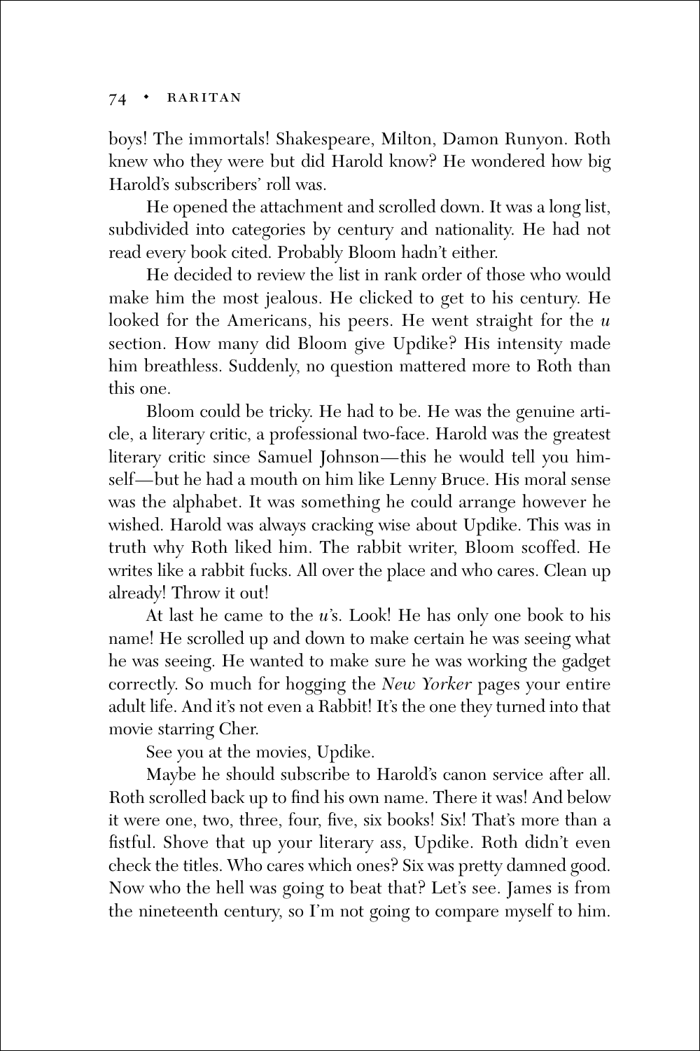boys! The immortals! Shakespeare, Milton, Damon Runyon. Roth knew who they were but did Harold know? He wondered how big Harold's subscribers' roll was.

He opened the attachment and scrolled down. It was a long list, subdivided into categories by century and nationality. He had not read every book cited. Probably Bloom hadn't either.

He decided to review the list in rank order of those who would make him the most jealous. He clicked to get to his century. He looked for the Americans, his peers. He went straight for the *u* section. How many did Bloom give Updike? His intensity made him breathless. Suddenly, no question mattered more to Roth than this one.

Bloom could be tricky. He had to be. He was the genuine article, a literary critic, a professional two-face. Harold was the greatest literary critic since Samuel Johnson—this he would tell you himself—but he had a mouth on him like Lenny Bruce. His moral sense was the alphabet. It was something he could arrange however he wished. Harold was always cracking wise about Updike. This was in truth why Roth liked him. The rabbit writer, Bloom scoffed. He writes like a rabbit fucks. All over the place and who cares. Clean up already! Throw it out!

At last he came to the *u*'s. Look! He has only one book to his name! He scrolled up and down to make certain he was seeing what he was seeing. He wanted to make sure he was working the gadget correctly. So much for hogging the *New Yorker* pages your entire adult life. And it's not even a Rabbit! It's the one they turned into that movie starring Cher.

See you at the movies, Updike.

Maybe he should subscribe to Harold's canon service after all. Roth scrolled back up to find his own name. There it was! And below it were one, two, three, four, five, six books! Six! That's more than a fistful. Shove that up your literary ass, Updike. Roth didn't even check the titles. Who cares which ones? Six was pretty damned good. Now who the hell was going to beat that? Let's see. James is from the nineteenth century, so I'm not going to compare myself to him.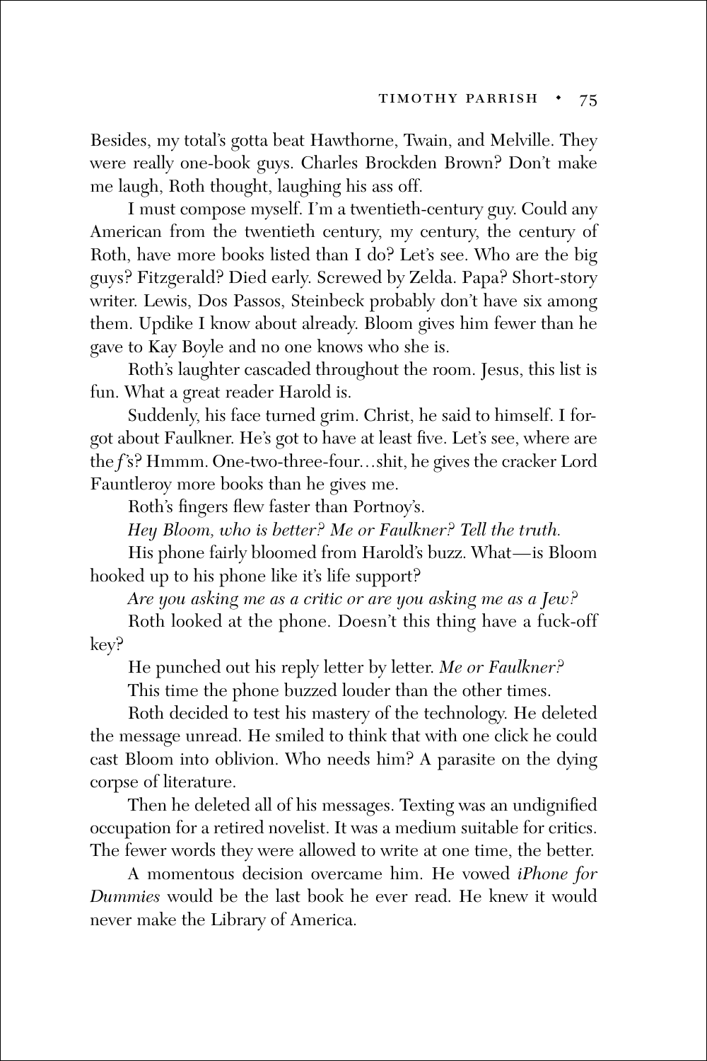Besides, my total's gotta beat Hawthorne, Twain, and Melville. They were really one-book guys. Charles Brockden Brown? Don't make me laugh, Roth thought, laughing his ass off.

I must compose myself. I'm a twentieth-century guy. Could any American from the twentieth century, my century, the century of Roth, have more books listed than I do? Let's see. Who are the big guys? Fitzgerald? Died early. Screwed by Zelda. Papa? Short-story writer. Lewis, Dos Passos, Steinbeck probably don't have six among them. Updike I know about already. Bloom gives him fewer than he gave to Kay Boyle and no one knows who she is.

Roth's laughter cascaded throughout the room. Jesus, this list is fun. What a great reader Harold is.

Suddenly, his face turned grim. Christ, he said to himself. I forgot about Faulkner. He's got to have at least five. Let's see, where are the *f*'s? Hmmm. One-two-three-four…shit, he gives the cracker Lord Fauntleroy more books than he gives me.

Roth's fingers flew faster than Portnoy's.

*Hey Bloom, who is better? Me or Faulkner? Tell the truth.*

His phone fairly bloomed from Harold's buzz. What—is Bloom hooked up to his phone like it's life support?

*Are you asking me as a critic or are you asking me as a Jew?*

Roth looked at the phone. Doesn't this thing have a fuck-off key?

He punched out his reply letter by letter. *Me or Faulkner?*

This time the phone buzzed louder than the other times.

Roth decided to test his mastery of the technology. He deleted the message unread. He smiled to think that with one click he could cast Bloom into oblivion. Who needs him? A parasite on the dying corpse of literature.

Then he deleted all of his messages. Texting was an undignified occupation for a retired novelist. It was a medium suitable for critics. The fewer words they were allowed to write at one time, the better.

A momentous decision overcame him. He vowed *iPhone for Dummies* would be the last book he ever read. He knew it would never make the Library of America.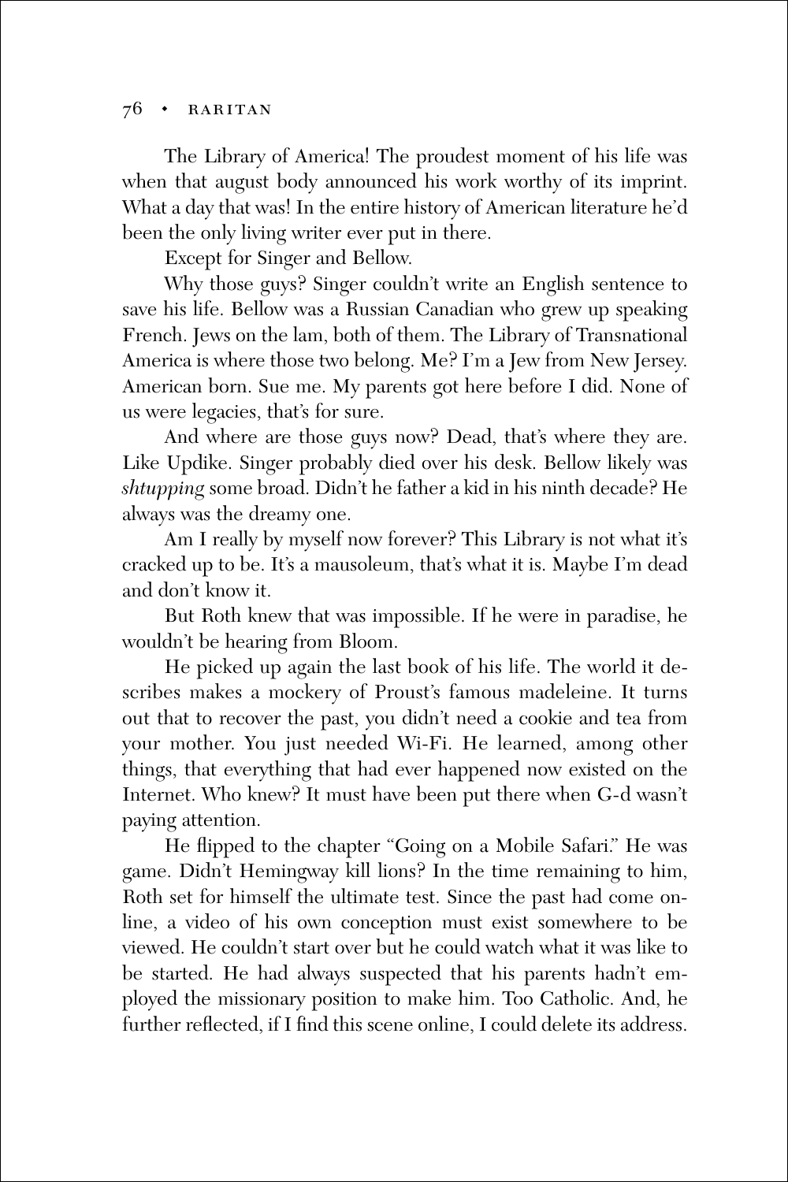The Library of America! The proudest moment of his life was when that august body announced his work worthy of its imprint. What a day that was! In the entire history of American literature he'd been the only living writer ever put in there.

Except for Singer and Bellow.

Why those guys? Singer couldn't write an English sentence to save his life. Bellow was a Russian Canadian who grew up speaking French. Jews on the lam, both of them. The Library of Transnational America is where those two belong. Me? I'm a Jew from New Jersey. American born. Sue me. My parents got here before I did. None of us were legacies, that's for sure.

And where are those guys now? Dead, that's where they are. Like Updike. Singer probably died over his desk. Bellow likely was *shtupping* some broad. Didn't he father a kid in his ninth decade? He always was the dreamy one.

Am I really by myself now forever? This Library is not what it's cracked up to be. It's a mausoleum, that's what it is. Maybe I'm dead and don't know it.

But Roth knew that was impossible. If he were in paradise, he wouldn't be hearing from Bloom.

He picked up again the last book of his life. The world it describes makes a mockery of Proust's famous madeleine. It turns out that to recover the past, you didn't need a cookie and tea from your mother. You just needed Wi-Fi. He learned, among other things, that everything that had ever happened now existed on the Internet. Who knew? It must have been put there when G-d wasn't paying attention.

He flipped to the chapter "Going on a Mobile Safari." He was game. Didn't Hemingway kill lions? In the time remaining to him, Roth set for himself the ultimate test. Since the past had come online, a video of his own conception must exist somewhere to be viewed. He couldn't start over but he could watch what it was like to be started. He had always suspected that his parents hadn't employed the missionary position to make him. Too Catholic. And, he further reflected, if I find this scene online, I could delete its address.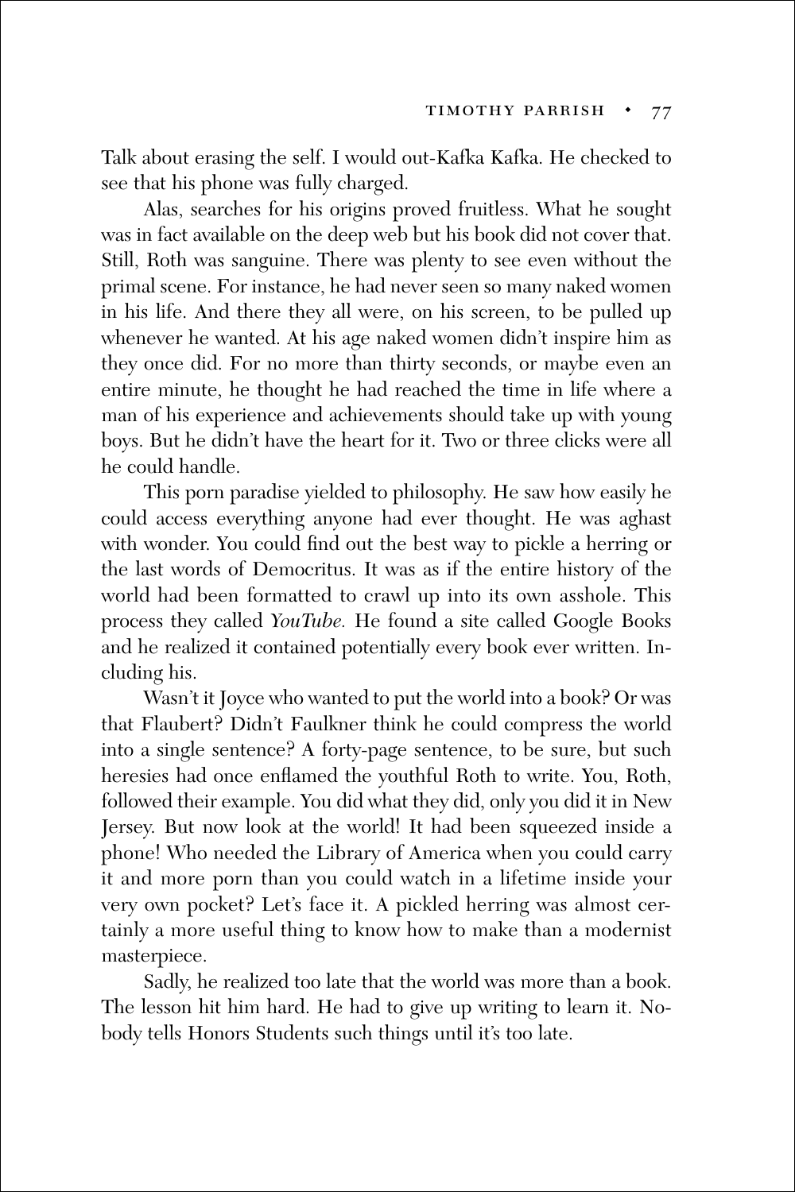Talk about erasing the self. I would out-Kafka Kafka. He checked to see that his phone was fully charged.

Alas, searches for his origins proved fruitless. What he sought was in fact available on the deep web but his book did not cover that. Still, Roth was sanguine. There was plenty to see even without the primal scene. For instance, he had never seen so many naked women in his life. And there they all were, on his screen, to be pulled up whenever he wanted. At his age naked women didn't inspire him as they once did. For no more than thirty seconds, or maybe even an entire minute, he thought he had reached the time in life where a man of his experience and achievements should take up with young boys. But he didn't have the heart for it. Two or three clicks were all he could handle.

This porn paradise yielded to philosophy. He saw how easily he could access everything anyone had ever thought. He was aghast with wonder. You could find out the best way to pickle a herring or the last words of Democritus. It was as if the entire history of the world had been formatted to crawl up into its own asshole. This process they called *YouTube.* He found a site called Google Books and he realized it contained potentially every book ever written. Including his.

Wasn't it Joyce who wanted to put the world into a book? Or was that Flaubert? Didn't Faulkner think he could compress the world into a single sentence? A forty-page sentence, to be sure, but such heresies had once enflamed the youthful Roth to write. You, Roth, followed their example. You did what they did, only you did it in New Jersey. But now look at the world! It had been squeezed inside a phone! Who needed the Library of America when you could carry it and more porn than you could watch in a lifetime inside your very own pocket? Let's face it. A pickled herring was almost certainly a more useful thing to know how to make than a modernist masterpiece.

Sadly, he realized too late that the world was more than a book. The lesson hit him hard. He had to give up writing to learn it. Nobody tells Honors Students such things until it's too late.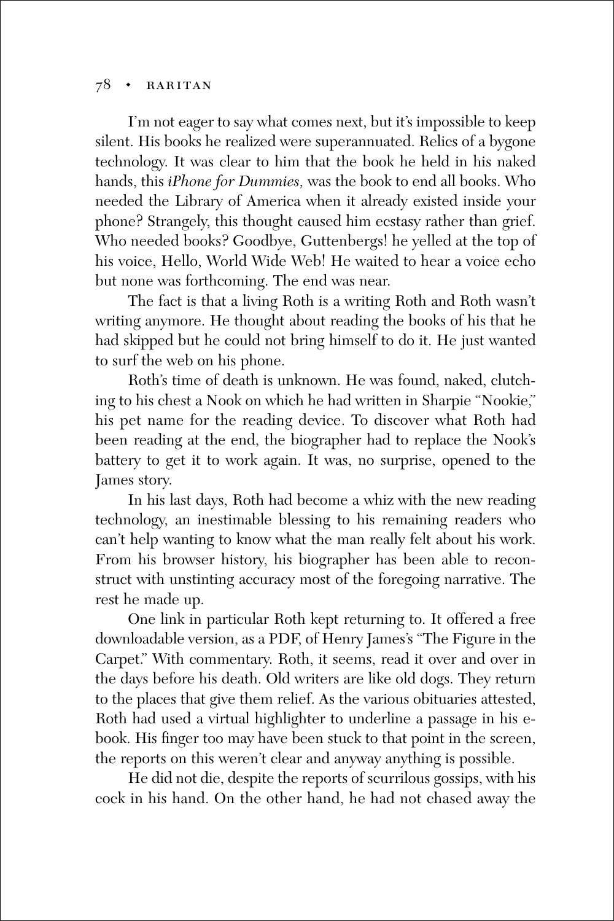I'm not eager to say what comes next, but it's impossible to keep silent. His books he realized were superannuated. Relics of a bygone technology. It was clear to him that the book he held in his naked hands, this *iPhone for Dummies,* was the book to end all books. Who needed the Library of America when it already existed inside your phone? Strangely, this thought caused him ecstasy rather than grief. Who needed books? Goodbye, Guttenbergs! he yelled at the top of his voice, Hello, World Wide Web! He waited to hear a voice echo but none was forthcoming. The end was near.

The fact is that a living Roth is a writing Roth and Roth wasn't writing anymore. He thought about reading the books of his that he had skipped but he could not bring himself to do it. He just wanted to surf the web on his phone.

Roth's time of death is unknown. He was found, naked, clutching to his chest a Nook on which he had written in Sharpie "Nookie," his pet name for the reading device. To discover what Roth had been reading at the end, the biographer had to replace the Nook's battery to get it to work again. It was, no surprise, opened to the James story.

In his last days, Roth had become a whiz with the new reading technology, an inestimable blessing to his remaining readers who can't help wanting to know what the man really felt about his work. From his browser history, his biographer has been able to reconstruct with unstinting accuracy most of the foregoing narrative. The rest he made up.

One link in particular Roth kept returning to. It offered a free downloadable version, as a PDF, of Henry James's "The Figure in the Carpet." With commentary. Roth, it seems, read it over and over in the days before his death. Old writers are like old dogs. They return to the places that give them relief. As the various obituaries attested, Roth had used a virtual highlighter to underline a passage in his e-book. His finger too may have been stuck to that point in the screen, the reports on this weren't clear and anyway anything is possible.

He did not die, despite the reports of scurrilous gossips, with his cock in his hand. On the other hand, he had not chased away the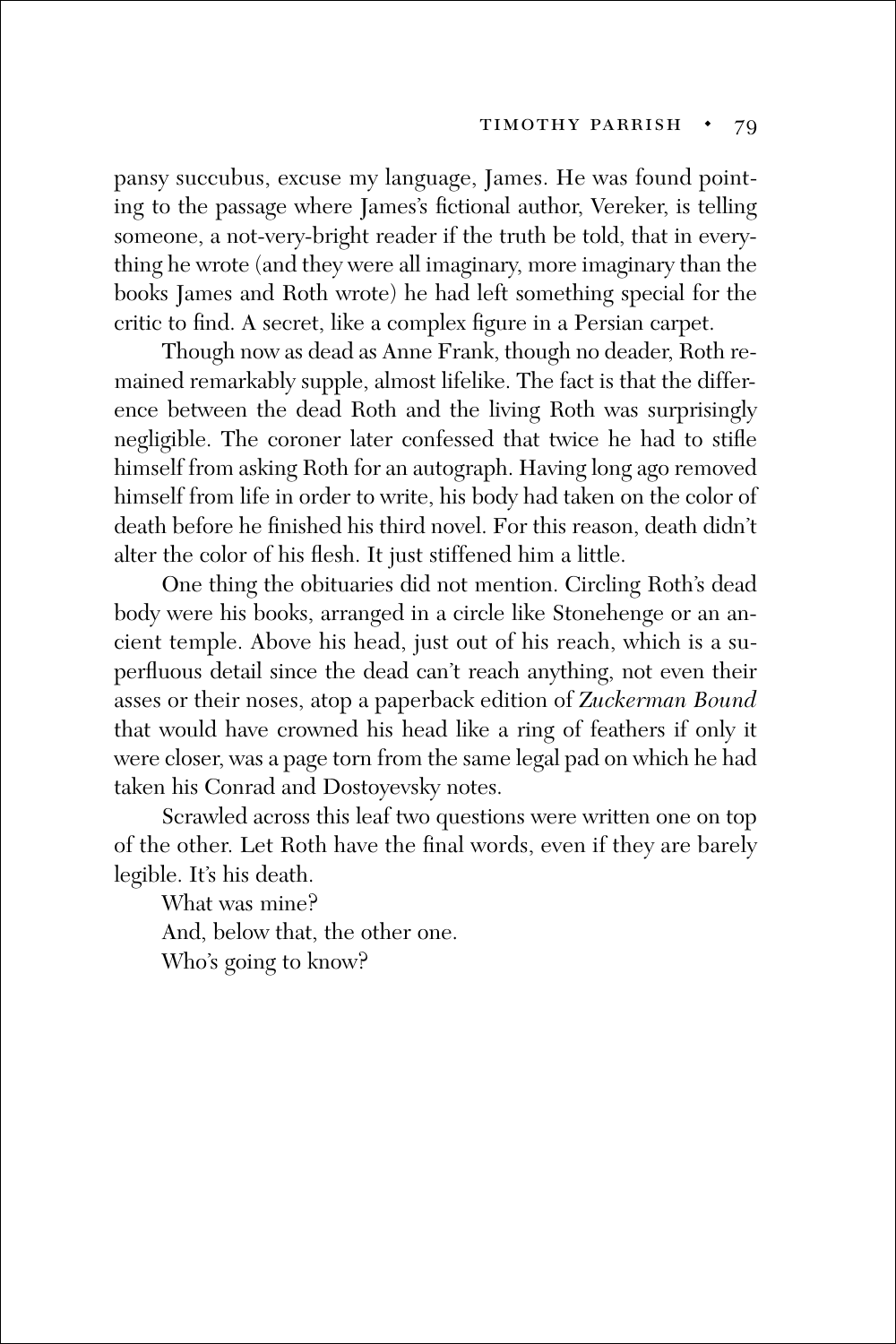pansy succubus, excuse my language, James. He was found pointing to the passage where James's fictional author, Vereker, is telling someone, a not-very-bright reader if the truth be told, that in everything he wrote (and they were all imaginary, more imaginary than the books James and Roth wrote) he had left something special for the critic to find. A secret, like a complex figure in a Persian carpet.

Though now as dead as Anne Frank, though no deader, Roth remained remarkably supple, almost lifelike. The fact is that the difference between the dead Roth and the living Roth was surprisingly negligible. The coroner later confessed that twice he had to stifle himself from asking Roth for an autograph. Having long ago removed himself from life in order to write, his body had taken on the color of death before he finished his third novel. For this reason, death didn't alter the color of his flesh. It just stiffened him a little.

One thing the obituaries did not mention. Circling Roth's dead body were his books, arranged in a circle like Stonehenge or an ancient temple. Above his head, just out of his reach, which is a superfluous detail since the dead can't reach anything, not even their asses or their noses, atop a paperback edition of *Zuckerman Bound* that would have crowned his head like a ring of feathers if only it were closer, was a page torn from the same legal pad on which he had taken his Conrad and Dostoyevsky notes.

Scrawled across this leaf two questions were written one on top of the other. Let Roth have the final words, even if they are barely legible. It's his death.

What was mine?

And, below that, the other one.

Who's going to know?